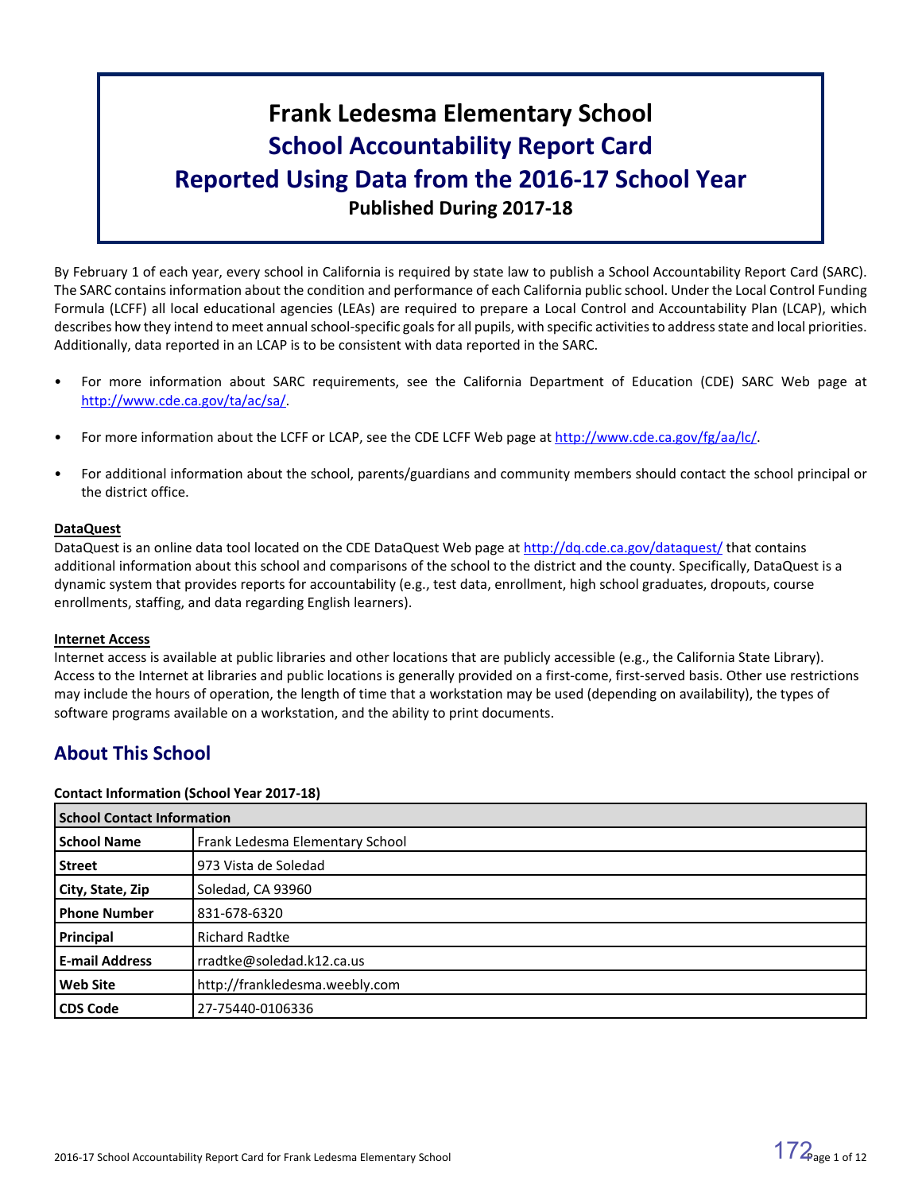# Frank Ledesma Elementary School
## School Accountability Report Card
## Reported Using Data from the 2016-17 School Year
**Published During 2017-18**

By February 1 of each year, every school in California is required by state law to publish a School Accountability Report Card (SARC). The SARC contains information about the condition and performance of each California public school. Under the Local Control Funding Formula (LCFF) all local educational agencies (LEAs) are required to prepare a Local Control and Accountability Plan (LCAP), which describes how they intend to meet annual school-specific goals for all pupils, with specific activities to address state and local priorities. Additionally, data reported in an LCAP is to be consistent with data reported in the SARC.

- For more information about SARC requirements, see the California Department of Education (CDE) SARC Web page at http://www.cde.ca.gov/ta/ac/sa/.
- For more information about the LCFF or LCAP, see the CDE LCFF Web page at http://www.cde.ca.gov/fg/aa/lc/.
- For additional information about the school, parents/guardians and community members should contact the school principal or the district office.

**DataQuest**

DataQuest is an online data tool located on the CDE DataQuest Web page at http://dq.cde.ca.gov/dataquest/ that contains additional information about this school and comparisons of the school to the district and the county. Specifically, DataQuest is a dynamic system that provides reports for accountability (e.g., test data, enrollment, high school graduates, dropouts, course enrollments, staffing, and data regarding English learners).

**Internet Access**

Internet access is available at public libraries and other locations that are publicly accessible (e.g., the California State Library). Access to the Internet at libraries and public locations is generally provided on a first-come, first-served basis. Other use restrictions may include the hours of operation, the length of time that a workstation may be used (depending on availability), the types of software programs available on a workstation, and the ability to print documents.

## About This School

**Contact Information (School Year 2017-18)**

| School Contact Information | |
|---|---|
| **School Name** | Frank Ledesma Elementary School |
| **Street** | 973 Vista de Soledad |
| **City, State, Zip** | Soledad, CA 93960 |
| **Phone Number** | 831-678-6320 |
| **Principal** | Richard Radtke |
| **E-mail Address** | rradtke@soledad.k12.ca.us |
| **Web Site** | http://frankledesma.weebly.com |
| **CDS Code** | 27-75440-0106336 |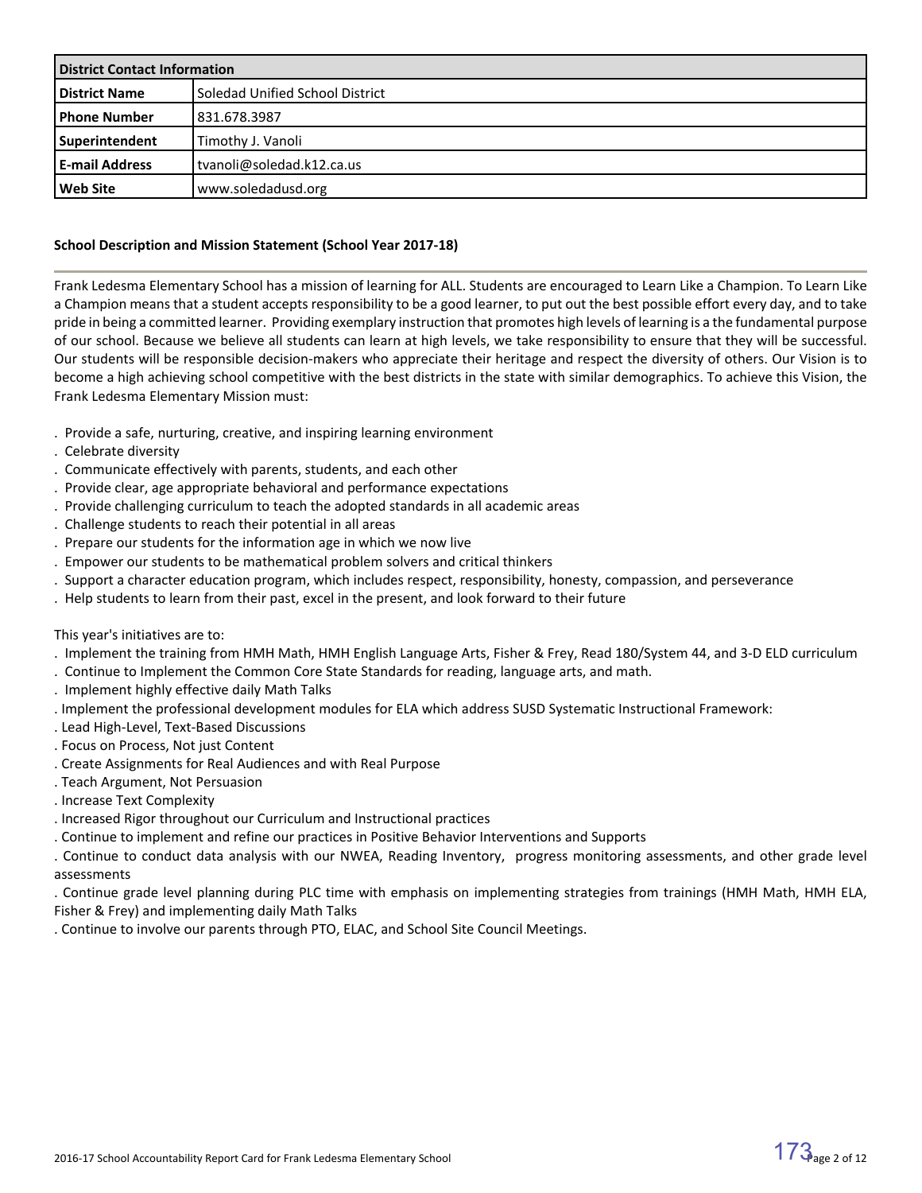| District Contact Information | |
|---|---|
| **District Name** | Soledad Unified School District |
| **Phone Number** | 831.678.3987 |
| **Superintendent** | Timothy J. Vanoli |
| **E-mail Address** | tvanoli@soledad.k12.ca.us |
| **Web Site** | www.soledadusd.org |

**School Description and Mission Statement (School Year 2017-18)**

Frank Ledesma Elementary School has a mission of learning for ALL. Students are encouraged to Learn Like a Champion. To Learn Like a Champion means that a student accepts responsibility to be a good learner, to put out the best possible effort every day, and to take pride in being a committed learner. Providing exemplary instruction that promotes high levels of learning is a the fundamental purpose of our school. Because we believe all students can learn at high levels, we take responsibility to ensure that they will be successful. Our students will be responsible decision-makers who appreciate their heritage and respect the diversity of others. Our Vision is to become a high achieving school competitive with the best districts in the state with similar demographics. To achieve this Vision, the Frank Ledesma Elementary Mission must:

. Provide a safe, nurturing, creative, and inspiring learning environment
. Celebrate diversity
. Communicate effectively with parents, students, and each other
. Provide clear, age appropriate behavioral and performance expectations
. Provide challenging curriculum to teach the adopted standards in all academic areas
. Challenge students to reach their potential in all areas
. Prepare our students for the information age in which we now live
. Empower our students to be mathematical problem solvers and critical thinkers
. Support a character education program, which includes respect, responsibility, honesty, compassion, and perseverance
. Help students to learn from their past, excel in the present, and look forward to their future

This year's initiatives are to:
. Implement the training from HMH Math, HMH English Language Arts, Fisher & Frey, Read 180/System 44, and 3-D ELD curriculum
. Continue to Implement the Common Core State Standards for reading, language arts, and math.
. Implement highly effective daily Math Talks
. Implement the professional development modules for ELA which address SUSD Systematic Instructional Framework:
. Lead High-Level, Text-Based Discussions
. Focus on Process, Not just Content
. Create Assignments for Real Audiences and with Real Purpose
. Teach Argument, Not Persuasion
. Increase Text Complexity
. Increased Rigor throughout our Curriculum and Instructional practices
. Continue to implement and refine our practices in Positive Behavior Interventions and Supports
. Continue to conduct data analysis with our NWEA, Reading Inventory, progress monitoring assessments, and other grade level assessments
. Continue grade level planning during PLC time with emphasis on implementing strategies from trainings (HMH Math, HMH ELA, Fisher & Frey) and implementing daily Math Talks
. Continue to involve our parents through PTO, ELAC, and School Site Council Meetings.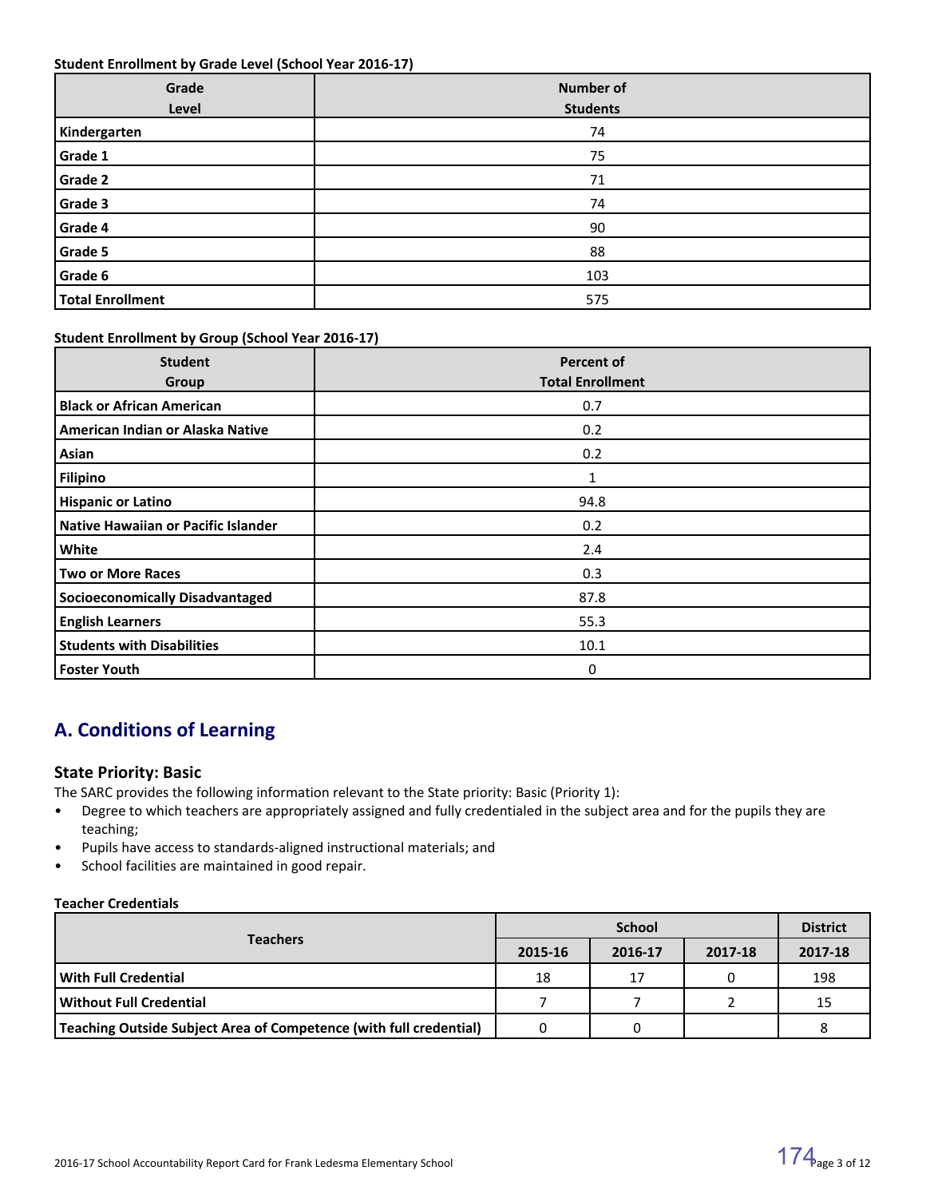**Student Enrollment by Grade Level (School Year 2016-17)**

| Grade Level | Number of Students |
|---|---|
| Kindergarten | 74 |
| Grade 1 | 75 |
| Grade 2 | 71 |
| Grade 3 | 74 |
| Grade 4 | 90 |
| Grade 5 | 88 |
| Grade 6 | 103 |
| Total Enrollment | 575 |

**Student Enrollment by Group (School Year 2016-17)**

| Student Group | Percent of Total Enrollment |
|---|---|
| Black or African American | 0.7 |
| American Indian or Alaska Native | 0.2 |
| Asian | 0.2 |
| Filipino | 1 |
| Hispanic or Latino | 94.8 |
| Native Hawaiian or Pacific Islander | 0.2 |
| White | 2.4 |
| Two or More Races | 0.3 |
| Socioeconomically Disadvantaged | 87.8 |
| English Learners | 55.3 |
| Students with Disabilities | 10.1 |
| Foster Youth | 0 |

## A. Conditions of Learning

### State Priority: Basic

The SARC provides the following information relevant to the State priority: Basic (Priority 1):

- Degree to which teachers are appropriately assigned and fully credentialed in the subject area and for the pupils they are teaching;
- Pupils have access to standards-aligned instructional materials; and
- School facilities are maintained in good repair.

**Teacher Credentials**

| Teachers | School | | | District |
|---|---|---|---|---|
| | 2015-16 | 2016-17 | 2017-18 | 2017-18 |
| With Full Credential | 18 | 17 | 0 | 198 |
| Without Full Credential | 7 | 7 | 2 | 15 |
| Teaching Outside Subject Area of Competence (with full credential) | 0 | 0 | | 8 |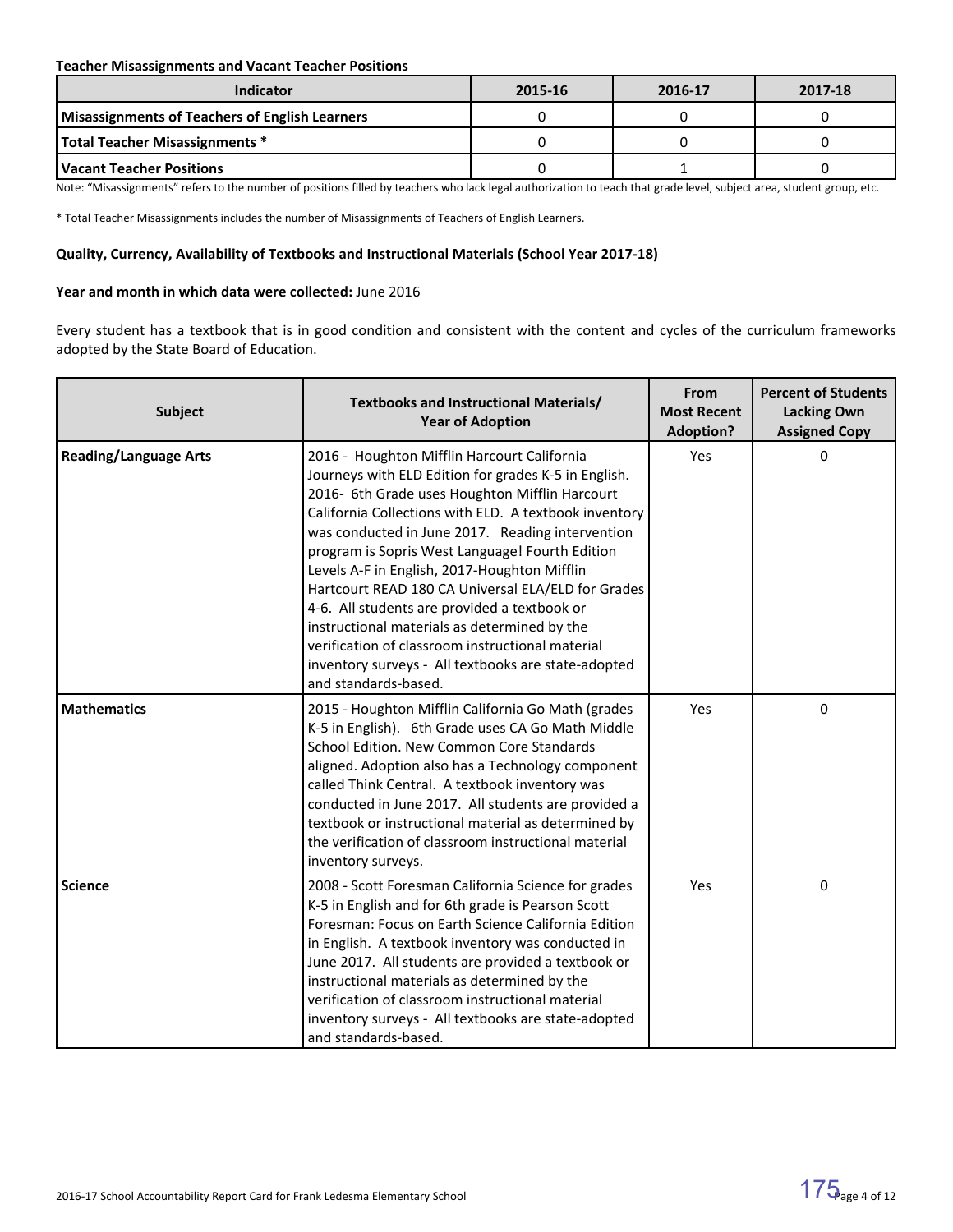**Teacher Misassignments and Vacant Teacher Positions**

| Indicator | 2015-16 | 2016-17 | 2017-18 |
|---|---|---|---|
| **Misassignments of Teachers of English Learners** | 0 | 0 | 0 |
| **Total Teacher Misassignments *** | 0 | 0 | 0 |
| **Vacant Teacher Positions** | 0 | 1 | 0 |

Note: "Misassignments" refers to the number of positions filled by teachers who lack legal authorization to teach that grade level, subject area, student group, etc.

* Total Teacher Misassignments includes the number of Misassignments of Teachers of English Learners.

**Quality, Currency, Availability of Textbooks and Instructional Materials (School Year 2017-18)**

**Year and month in which data were collected:** June 2016

Every student has a textbook that is in good condition and consistent with the content and cycles of the curriculum frameworks adopted by the State Board of Education.

| Subject | Textbooks and Instructional Materials/ Year of Adoption | From Most Recent Adoption? | Percent of Students Lacking Own Assigned Copy |
|---|---|---|---|
| **Reading/Language Arts** | 2016 - Houghton Mifflin Harcourt California Journeys with ELD Edition for grades K-5 in English. 2016- 6th Grade uses Houghton Mifflin Harcourt California Collections with ELD. A textbook inventory was conducted in June 2017. Reading intervention program is Sopris West Language! Fourth Edition Levels A-F in English, 2017-Houghton Mifflin Hartcourt READ 180 CA Universal ELA/ELD for Grades 4-6. All students are provided a textbook or instructional materials as determined by the verification of classroom instructional material inventory surveys - All textbooks are state-adopted and standards-based. | Yes | 0 |
| **Mathematics** | 2015 - Houghton Mifflin California Go Math (grades K-5 in English). 6th Grade uses CA Go Math Middle School Edition. New Common Core Standards aligned. Adoption also has a Technology component called Think Central. A textbook inventory was conducted in June 2017. All students are provided a textbook or instructional material as determined by the verification of classroom instructional material inventory surveys. | Yes | 0 |
| **Science** | 2008 - Scott Foresman California Science for grades K-5 in English and for 6th grade is Pearson Scott Foresman: Focus on Earth Science California Edition in English. A textbook inventory was conducted in June 2017. All students are provided a textbook or instructional materials as determined by the verification of classroom instructional material inventory surveys - All textbooks are state-adopted and standards-based. | Yes | 0 |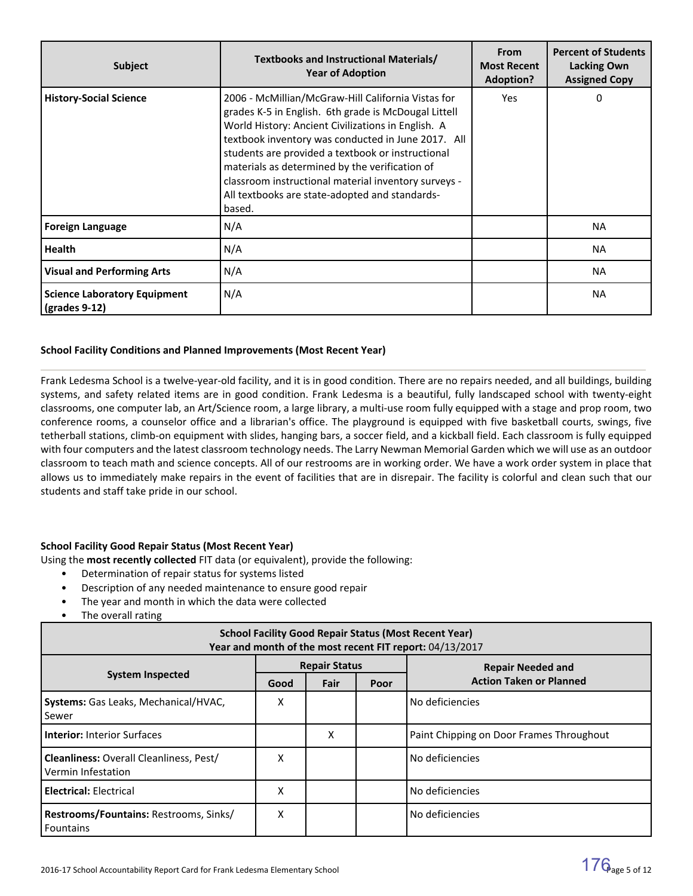| Subject | Textbooks and Instructional Materials/ Year of Adoption | From Most Recent Adoption? | Percent of Students Lacking Own Assigned Copy |
|---|---|---|---|
| **History-Social Science** | 2006 - McMillian/McGraw-Hill California Vistas for grades K-5 in English. 6th grade is McDougal Littell World History: Ancient Civilizations in English. A textbook inventory was conducted in June 2017. All students are provided a textbook or instructional materials as determined by the verification of classroom instructional material inventory surveys - All textbooks are state-adopted and standards-based. | Yes | 0 |
| **Foreign Language** | N/A | | NA |
| **Health** | N/A | | NA |
| **Visual and Performing Arts** | N/A | | NA |
| **Science Laboratory Equipment (grades 9-12)** | N/A | | NA |

### School Facility Conditions and Planned Improvements (Most Recent Year)

Frank Ledesma School is a twelve-year-old facility, and it is in good condition. There are no repairs needed, and all buildings, building systems, and safety related items are in good condition. Frank Ledesma is a beautiful, fully landscaped school with twenty-eight classrooms, one computer lab, an Art/Science room, a large library, a multi-use room fully equipped with a stage and prop room, two conference rooms, a counselor office and a librarian's office. The playground is equipped with five basketball courts, swings, five tetherball stations, climb-on equipment with slides, hanging bars, a soccer field, and a kickball field. Each classroom is fully equipped with four computers and the latest classroom technology needs. The Larry Newman Memorial Garden which we will use as an outdoor classroom to teach math and science concepts. All of our restrooms are in working order. We have a work order system in place that allows us to immediately make repairs in the event of facilities that are in disrepair. The facility is colorful and clean such that our students and staff take pride in our school.

### School Facility Good Repair Status (Most Recent Year)

Using the **most recently collected** FIT data (or equivalent), provide the following:

- Determination of repair status for systems listed
- Description of any needed maintenance to ensure good repair
- The year and month in which the data were collected
- The overall rating

**School Facility Good Repair Status (Most Recent Year)**
**Year and month of the most recent FIT report:** 04/13/2017

| System Inspected | Repair Status | | | Repair Needed and Action Taken or Planned |
|---|---|---|---|---|
| | Good | Fair | Poor | |
| **Systems:** Gas Leaks, Mechanical/HVAC, Sewer | X | | | No deficiencies |
| **Interior:** Interior Surfaces | | X | | Paint Chipping on Door Frames Throughout |
| **Cleanliness:** Overall Cleanliness, Pest/ Vermin Infestation | X | | | No deficiencies |
| **Electrical:** Electrical | X | | | No deficiencies |
| **Restrooms/Fountains:** Restrooms, Sinks/ Fountains | X | | | No deficiencies |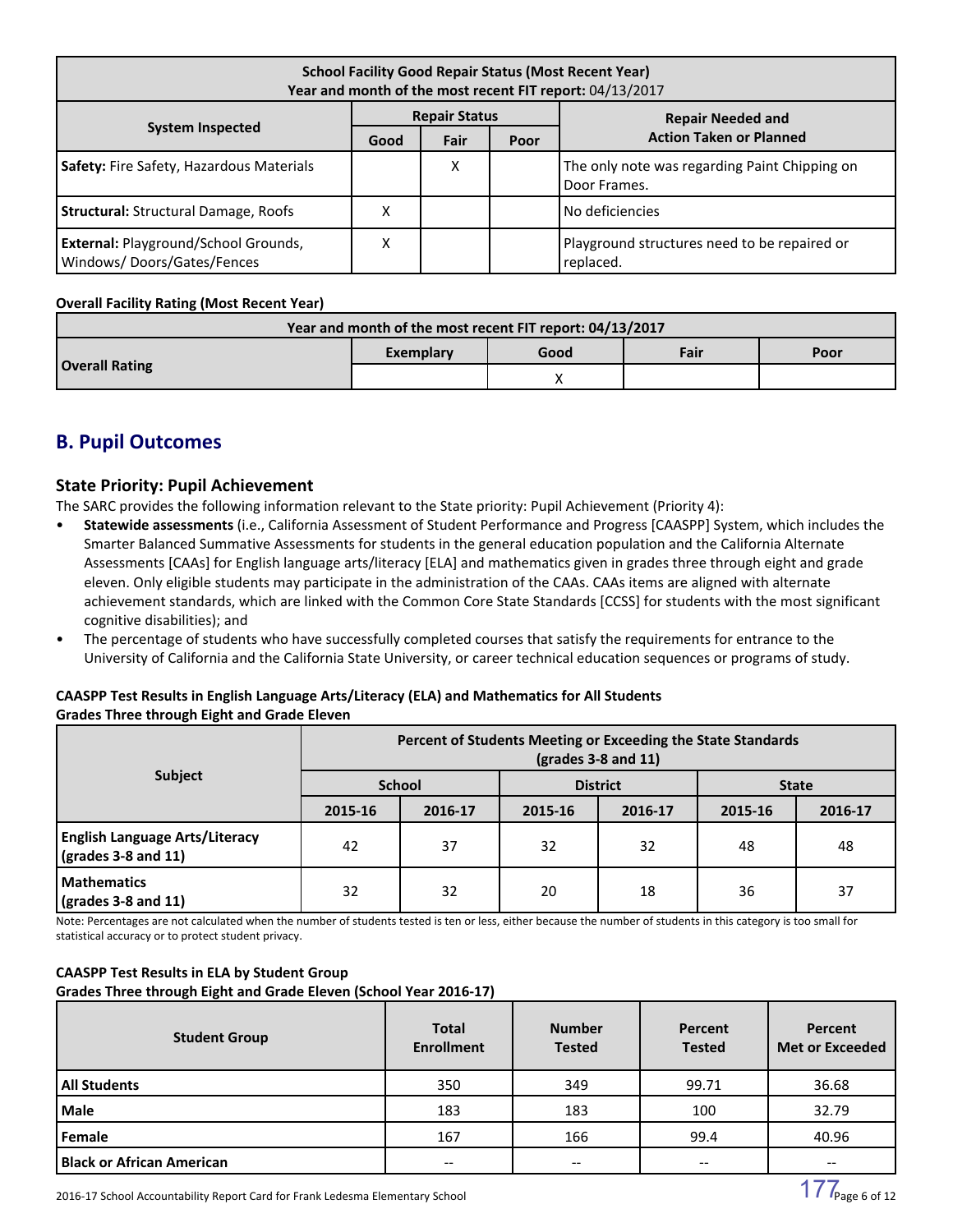| School Facility Good Repair Status (Most Recent Year) Year and month of the most recent FIT report: 04/13/2017 | | | | |
|---|---|---|---|---|
| **System Inspected** | **Repair Status** | | | **Repair Needed and Action Taken or Planned** |
| | **Good** | **Fair** | **Poor** | |
| **Safety:** Fire Safety, Hazardous Materials | | X | | The only note was regarding Paint Chipping on Door Frames. |
| **Structural:** Structural Damage, Roofs | X | | | No deficiencies |
| **External:** Playground/School Grounds, Windows/ Doors/Gates/Fences | X | | | Playground structures need to be repaired or replaced. |

**Overall Facility Rating (Most Recent Year)**

| Year and month of the most recent FIT report: 04/13/2017 | | | | |
|---|---|---|---|---|
| **Overall Rating** | **Exemplary** | **Good** | **Fair** | **Poor** |
| | | X | | |

## B. Pupil Outcomes

### State Priority: Pupil Achievement

The SARC provides the following information relevant to the State priority: Pupil Achievement (Priority 4):

- **Statewide assessments** (i.e., California Assessment of Student Performance and Progress [CAASPP] System, which includes the Smarter Balanced Summative Assessments for students in the general education population and the California Alternate Assessments [CAAs] for English language arts/literacy [ELA] and mathematics given in grades three through eight and grade eleven. Only eligible students may participate in the administration of the CAAs. CAAs items are aligned with alternate achievement standards, which are linked with the Common Core State Standards [CCSS] for students with the most significant cognitive disabilities); and
- The percentage of students who have successfully completed courses that satisfy the requirements for entrance to the University of California and the California State University, or career technical education sequences or programs of study.

**CAASPP Test Results in English Language Arts/Literacy (ELA) and Mathematics for All Students**
**Grades Three through Eight and Grade Eleven**

| Subject | Percent of Students Meeting or Exceeding the State Standards (grades 3-8 and 11) | | | | | |
|---|---|---|---|---|---|---|
| | **School** | | **District** | | **State** | |
| | **2015-16** | **2016-17** | **2015-16** | **2016-17** | **2015-16** | **2016-17** |
| **English Language Arts/Literacy (grades 3-8 and 11)** | 42 | 37 | 32 | 32 | 48 | 48 |
| **Mathematics (grades 3-8 and 11)** | 32 | 32 | 20 | 18 | 36 | 37 |

Note: Percentages are not calculated when the number of students tested is ten or less, either because the number of students in this category is too small for statistical accuracy or to protect student privacy.

**CAASPP Test Results in ELA by Student Group**
**Grades Three through Eight and Grade Eleven (School Year 2016-17)**

| Student Group | Total Enrollment | Number Tested | Percent Tested | Percent Met or Exceeded |
|---|---|---|---|---|
| **All Students** | 350 | 349 | 99.71 | 36.68 |
| **Male** | 183 | 183 | 100 | 32.79 |
| **Female** | 167 | 166 | 99.4 | 40.96 |
| **Black or African American** | -- | -- | -- | -- |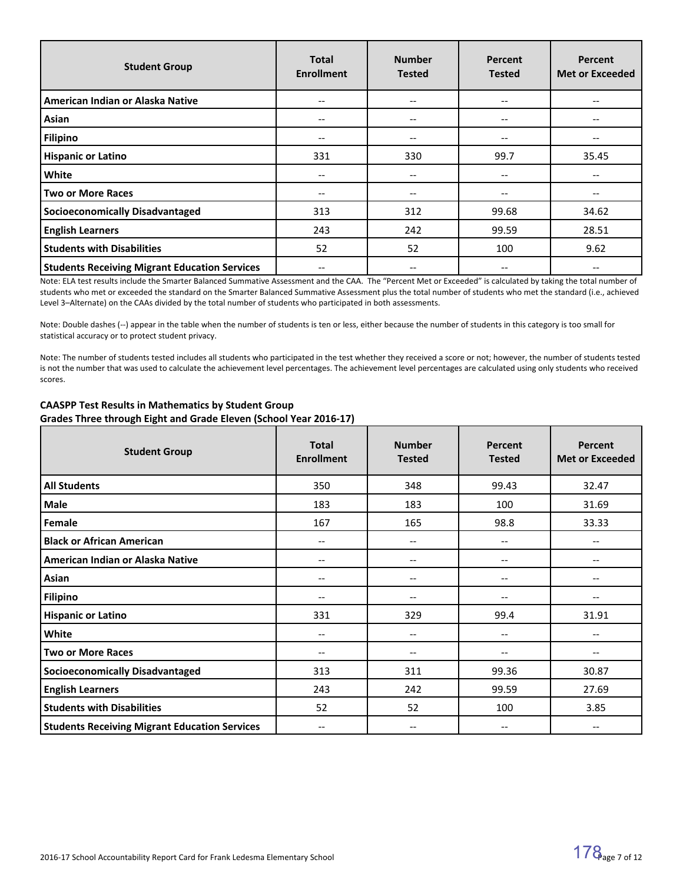| Student Group | Total Enrollment | Number Tested | Percent Tested | Percent Met or Exceeded |
|---|---|---|---|---|
| American Indian or Alaska Native | -- | -- | -- | -- |
| Asian | -- | -- | -- | -- |
| Filipino | -- | -- | -- | -- |
| Hispanic or Latino | 331 | 330 | 99.7 | 35.45 |
| White | -- | -- | -- | -- |
| Two or More Races | -- | -- | -- | -- |
| Socioeconomically Disadvantaged | 313 | 312 | 99.68 | 34.62 |
| English Learners | 243 | 242 | 99.59 | 28.51 |
| Students with Disabilities | 52 | 52 | 100 | 9.62 |
| Students Receiving Migrant Education Services | -- | -- | -- | -- |

Note: ELA test results include the Smarter Balanced Summative Assessment and the CAA. The "Percent Met or Exceeded" is calculated by taking the total number of students who met or exceeded the standard on the Smarter Balanced Summative Assessment plus the total number of students who met the standard (i.e., achieved Level 3–Alternate) on the CAAs divided by the total number of students who participated in both assessments.

Note: Double dashes (--) appear in the table when the number of students is ten or less, either because the number of students in this category is too small for statistical accuracy or to protect student privacy.

Note: The number of students tested includes all students who participated in the test whether they received a score or not; however, the number of students tested is not the number that was used to calculate the achievement level percentages. The achievement level percentages are calculated using only students who received scores.

**CAASPP Test Results in Mathematics by Student Group**
**Grades Three through Eight and Grade Eleven (School Year 2016-17)**

| Student Group | Total Enrollment | Number Tested | Percent Tested | Percent Met or Exceeded |
|---|---|---|---|---|
| All Students | 350 | 348 | 99.43 | 32.47 |
| Male | 183 | 183 | 100 | 31.69 |
| Female | 167 | 165 | 98.8 | 33.33 |
| Black or African American | -- | -- | -- | -- |
| American Indian or Alaska Native | -- | -- | -- | -- |
| Asian | -- | -- | -- | -- |
| Filipino | -- | -- | -- | -- |
| Hispanic or Latino | 331 | 329 | 99.4 | 31.91 |
| White | -- | -- | -- | -- |
| Two or More Races | -- | -- | -- | -- |
| Socioeconomically Disadvantaged | 313 | 311 | 99.36 | 30.87 |
| English Learners | 243 | 242 | 99.59 | 27.69 |
| Students with Disabilities | 52 | 52 | 100 | 3.85 |
| Students Receiving Migrant Education Services | -- | -- | -- | -- |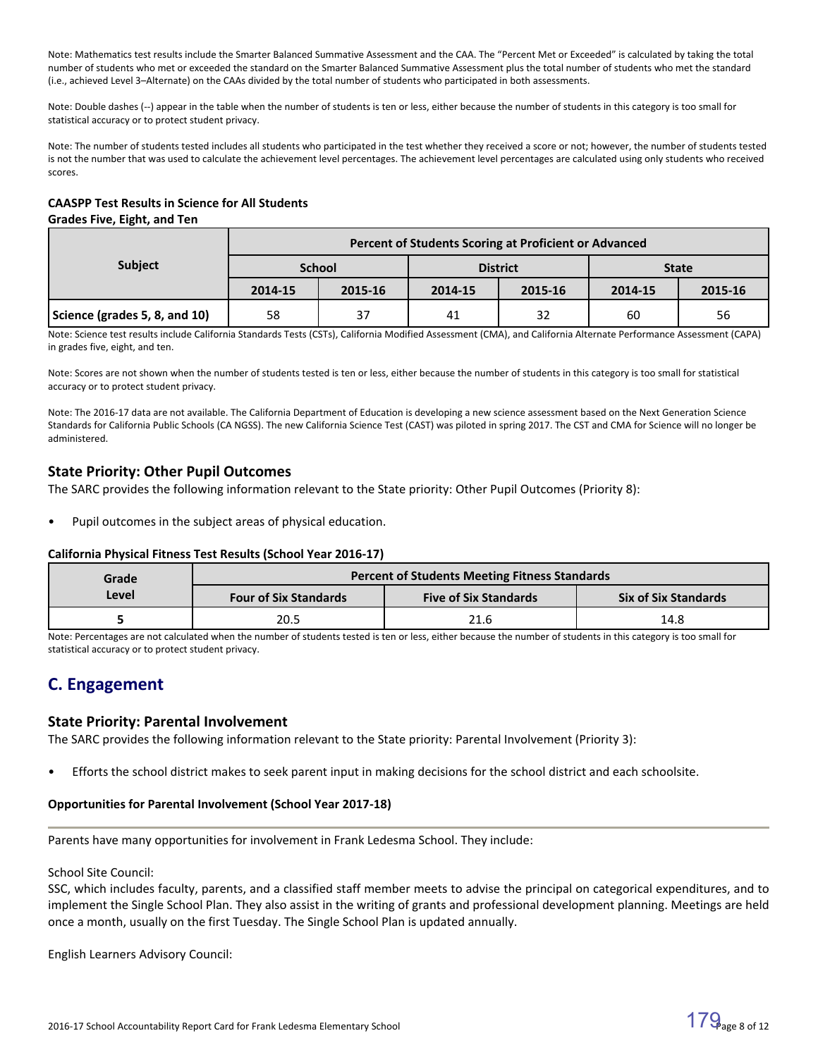Note: Mathematics test results include the Smarter Balanced Summative Assessment and the CAA. The "Percent Met or Exceeded" is calculated by taking the total number of students who met or exceeded the standard on the Smarter Balanced Summative Assessment plus the total number of students who met the standard (i.e., achieved Level 3–Alternate) on the CAAs divided by the total number of students who participated in both assessments.

Note: Double dashes (--) appear in the table when the number of students is ten or less, either because the number of students in this category is too small for statistical accuracy or to protect student privacy.

Note: The number of students tested includes all students who participated in the test whether they received a score or not; however, the number of students tested is not the number that was used to calculate the achievement level percentages. The achievement level percentages are calculated using only students who received scores.

**CAASPP Test Results in Science for All Students**
**Grades Five, Eight, and Ten**

| Subject | Percent of Students Scoring at Proficient or Advanced | | | | | |
|---|---|---|---|---|---|---|
| | School | | District | | State | |
| | 2014-15 | 2015-16 | 2014-15 | 2015-16 | 2014-15 | 2015-16 |
| Science (grades 5, 8, and 10) | 58 | 37 | 41 | 32 | 60 | 56 |

Note: Science test results include California Standards Tests (CSTs), California Modified Assessment (CMA), and California Alternate Performance Assessment (CAPA) in grades five, eight, and ten.

Note: Scores are not shown when the number of students tested is ten or less, either because the number of students in this category is too small for statistical accuracy or to protect student privacy.

Note: The 2016-17 data are not available. The California Department of Education is developing a new science assessment based on the Next Generation Science Standards for California Public Schools (CA NGSS). The new California Science Test (CAST) was piloted in spring 2017. The CST and CMA for Science will no longer be administered.

### State Priority: Other Pupil Outcomes

The SARC provides the following information relevant to the State priority: Other Pupil Outcomes (Priority 8):

- Pupil outcomes in the subject areas of physical education.

**California Physical Fitness Test Results (School Year 2016-17)**

| Grade Level | Percent of Students Meeting Fitness Standards | | |
|---|---|---|---|
| | Four of Six Standards | Five of Six Standards | Six of Six Standards |
| 5 | 20.5 | 21.6 | 14.8 |

Note: Percentages are not calculated when the number of students tested is ten or less, either because the number of students in this category is too small for statistical accuracy or to protect student privacy.

## C. Engagement

### State Priority: Parental Involvement

The SARC provides the following information relevant to the State priority: Parental Involvement (Priority 3):

- Efforts the school district makes to seek parent input in making decisions for the school district and each schoolsite.

**Opportunities for Parental Involvement (School Year 2017-18)**

Parents have many opportunities for involvement in Frank Ledesma School. They include:

School Site Council:
SSC, which includes faculty, parents, and a classified staff member meets to advise the principal on categorical expenditures, and to implement the Single School Plan. They also assist in the writing of grants and professional development planning. Meetings are held once a month, usually on the first Tuesday. The Single School Plan is updated annually.

English Learners Advisory Council: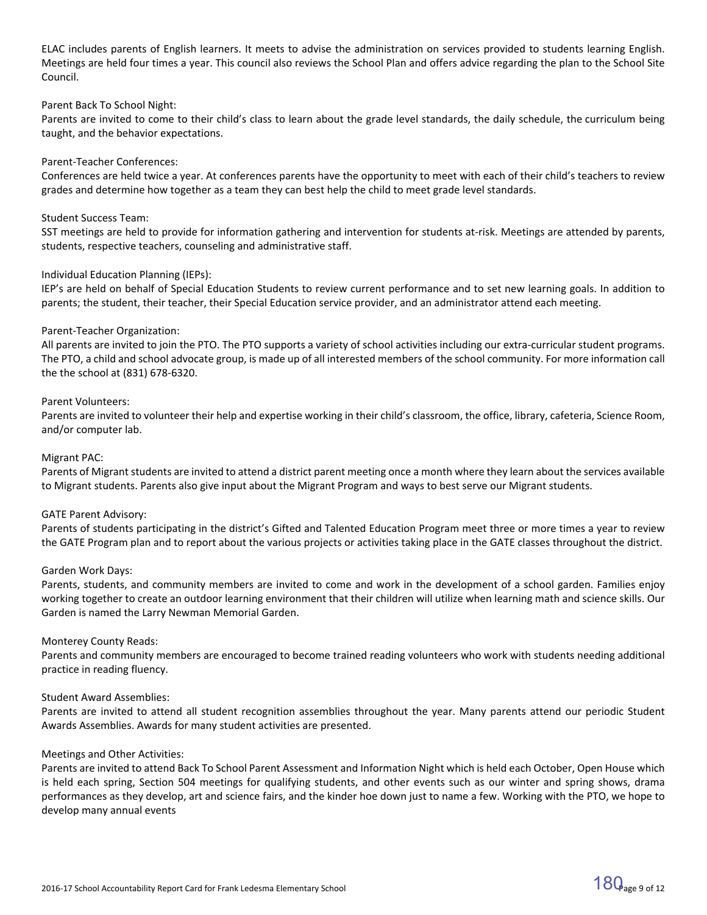ELAC includes parents of English learners. It meets to advise the administration on services provided to students learning English. Meetings are held four times a year. This council also reviews the School Plan and offers advice regarding the plan to the School Site Council.

Parent Back To School Night:
Parents are invited to come to their child's class to learn about the grade level standards, the daily schedule, the curriculum being taught, and the behavior expectations.

Parent-Teacher Conferences:
Conferences are held twice a year. At conferences parents have the opportunity to meet with each of their child's teachers to review grades and determine how together as a team they can best help the child to meet grade level standards.

Student Success Team:
SST meetings are held to provide for information gathering and intervention for students at-risk. Meetings are attended by parents, students, respective teachers, counseling and administrative staff.

Individual Education Planning (IEPs):
IEP's are held on behalf of Special Education Students to review current performance and to set new learning goals. In addition to parents; the student, their teacher, their Special Education service provider, and an administrator attend each meeting.

Parent-Teacher Organization:
All parents are invited to join the PTO. The PTO supports a variety of school activities including our extra-curricular student programs. The PTO, a child and school advocate group, is made up of all interested members of the school community. For more information call the the school at (831) 678-6320.

Parent Volunteers:
Parents are invited to volunteer their help and expertise working in their child's classroom, the office, library, cafeteria, Science Room, and/or computer lab.

Migrant PAC:
Parents of Migrant students are invited to attend a district parent meeting once a month where they learn about the services available to Migrant students. Parents also give input about the Migrant Program and ways to best serve our Migrant students.

GATE Parent Advisory:
Parents of students participating in the district's Gifted and Talented Education Program meet three or more times a year to review the GATE Program plan and to report about the various projects or activities taking place in the GATE classes throughout the district.

Garden Work Days:
Parents, students, and community members are invited to come and work in the development of a school garden. Families enjoy working together to create an outdoor learning environment that their children will utilize when learning math and science skills. Our Garden is named the Larry Newman Memorial Garden.

Monterey County Reads:
Parents and community members are encouraged to become trained reading volunteers who work with students needing additional practice in reading fluency.

Student Award Assemblies:
Parents are invited to attend all student recognition assemblies throughout the year. Many parents attend our periodic Student Awards Assemblies. Awards for many student activities are presented.

Meetings and Other Activities:
Parents are invited to attend Back To School Parent Assessment and Information Night which is held each October, Open House which is held each spring, Section 504 meetings for qualifying students, and other events such as our winter and spring shows, drama performances as they develop, art and science fairs, and the kinder hoe down just to name a few. Working with the PTO, we hope to develop many annual events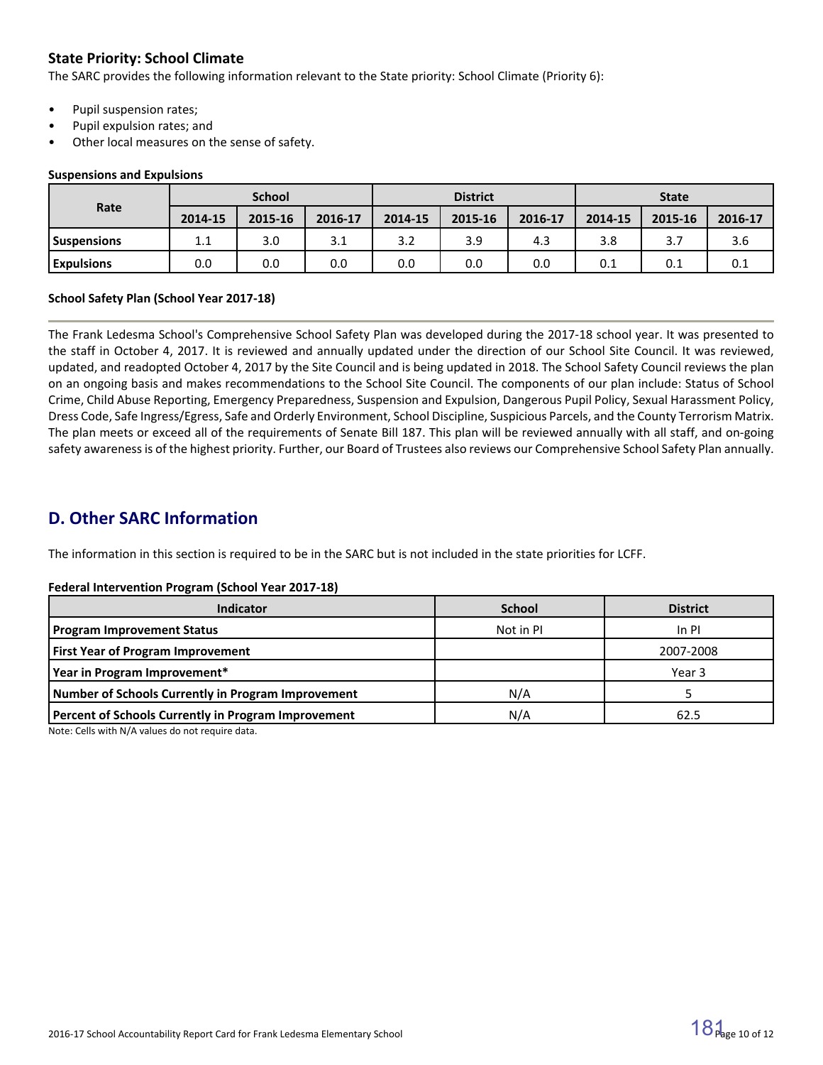### State Priority: School Climate

The SARC provides the following information relevant to the State priority: School Climate (Priority 6):

- Pupil suspension rates;
- Pupil expulsion rates; and
- Other local measures on the sense of safety.

**Suspensions and Expulsions**

| Rate | School | | | District | | | State | | |
|---|---|---|---|---|---|---|---|---|---|
| | 2014-15 | 2015-16 | 2016-17 | 2014-15 | 2015-16 | 2016-17 | 2014-15 | 2015-16 | 2016-17 |
| **Suspensions** | 1.1 | 3.0 | 3.1 | 3.2 | 3.9 | 4.3 | 3.8 | 3.7 | 3.6 |
| **Expulsions** | 0.0 | 0.0 | 0.0 | 0.0 | 0.0 | 0.0 | 0.1 | 0.1 | 0.1 |

**School Safety Plan (School Year 2017-18)**

The Frank Ledesma School's Comprehensive School Safety Plan was developed during the 2017-18 school year. It was presented to the staff in October 4, 2017. It is reviewed and annually updated under the direction of our School Site Council. It was reviewed, updated, and readopted October 4, 2017 by the Site Council and is being updated in 2018. The School Safety Council reviews the plan on an ongoing basis and makes recommendations to the School Site Council. The components of our plan include: Status of School Crime, Child Abuse Reporting, Emergency Preparedness, Suspension and Expulsion, Dangerous Pupil Policy, Sexual Harassment Policy, Dress Code, Safe Ingress/Egress, Safe and Orderly Environment, School Discipline, Suspicious Parcels, and the County Terrorism Matrix. The plan meets or exceed all of the requirements of Senate Bill 187. This plan will be reviewed annually with all staff, and on-going safety awareness is of the highest priority. Further, our Board of Trustees also reviews our Comprehensive School Safety Plan annually.

## D. Other SARC Information

The information in this section is required to be in the SARC but is not included in the state priorities for LCFF.

**Federal Intervention Program (School Year 2017-18)**

| Indicator | School | District |
|---|---|---|
| **Program Improvement Status** | Not in PI | In PI |
| **First Year of Program Improvement** | | 2007-2008 |
| **Year in Program Improvement*** | | Year 3 |
| **Number of Schools Currently in Program Improvement** | N/A | 5 |
| **Percent of Schools Currently in Program Improvement** | N/A | 62.5 |

Note: Cells with N/A values do not require data.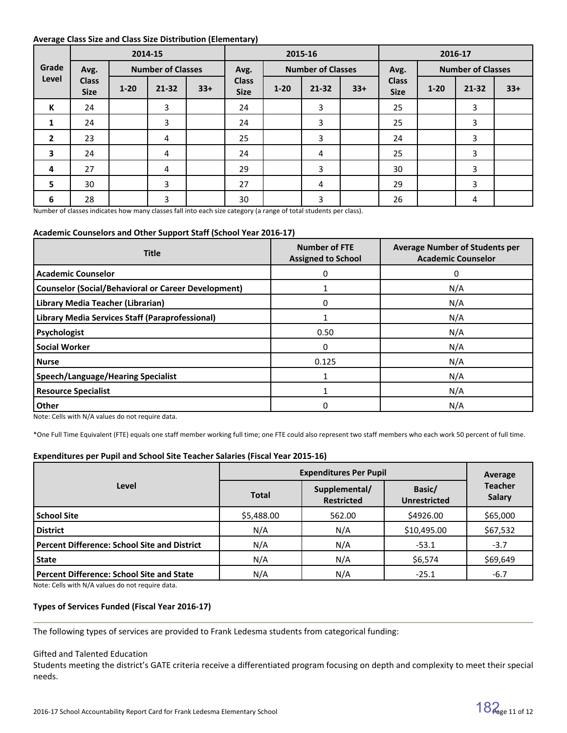### Average Class Size and Class Size Distribution (Elementary)

| Grade Level | 2014-15 | | | | 2015-16 | | | | 2016-17 | | | |
|---|---|---|---|---|---|---|---|---|---|---|---|---|
| | Avg. Class Size | Number of Classes | | | Avg. Class Size | Number of Classes | | | Avg. Class Size | Number of Classes | | |
| | | 1-20 | 21-32 | 33+ | | 1-20 | 21-32 | 33+ | | 1-20 | 21-32 | 33+ |
| K | 24 | | 3 | | 24 | | 3 | | 25 | | 3 | |
| 1 | 24 | | 3 | | 24 | | 3 | | 25 | | 3 | |
| 2 | 23 | | 4 | | 25 | | 3 | | 24 | | 3 | |
| 3 | 24 | | 4 | | 24 | | 4 | | 25 | | 3 | |
| 4 | 27 | | 4 | | 29 | | 3 | | 30 | | 3 | |
| 5 | 30 | | 3 | | 27 | | 4 | | 29 | | 3 | |
| 6 | 28 | | 3 | | 30 | | 3 | | 26 | | 4 | |

Number of classes indicates how many classes fall into each size category (a range of total students per class).

### Academic Counselors and Other Support Staff (School Year 2016-17)

| Title | Number of FTE Assigned to School | Average Number of Students per Academic Counselor |
|---|---|---|
| Academic Counselor | 0 | 0 |
| Counselor (Social/Behavioral or Career Development) | 1 | N/A |
| Library Media Teacher (Librarian) | 0 | N/A |
| Library Media Services Staff (Paraprofessional) | 1 | N/A |
| Psychologist | 0.50 | N/A |
| Social Worker | 0 | N/A |
| Nurse | 0.125 | N/A |
| Speech/Language/Hearing Specialist | 1 | N/A |
| Resource Specialist | 1 | N/A |
| Other | 0 | N/A |

Note: Cells with N/A values do not require data.

*One Full Time Equivalent (FTE) equals one staff member working full time; one FTE could also represent two staff members who each work 50 percent of full time.

### Expenditures per Pupil and School Site Teacher Salaries (Fiscal Year 2015-16)

| Level | Expenditures Per Pupil | | | Average Teacher Salary |
|---|---|---|---|---|
| | Total | Supplemental/ Restricted | Basic/ Unrestricted | |
| School Site | $5,488.00 | 562.00 | $4926.00 | $65,000 |
| District | N/A | N/A | $10,495.00 | $67,532 |
| Percent Difference: School Site and District | N/A | N/A | -53.1 | -3.7 |
| State | N/A | N/A | $6,574 | $69,649 |
| Percent Difference: School Site and State | N/A | N/A | -25.1 | -6.7 |

Note: Cells with N/A values do not require data.

### Types of Services Funded (Fiscal Year 2016-17)

The following types of services are provided to Frank Ledesma students from categorical funding:

Gifted and Talented Education
Students meeting the district's GATE criteria receive a differentiated program focusing on depth and complexity to meet their special needs.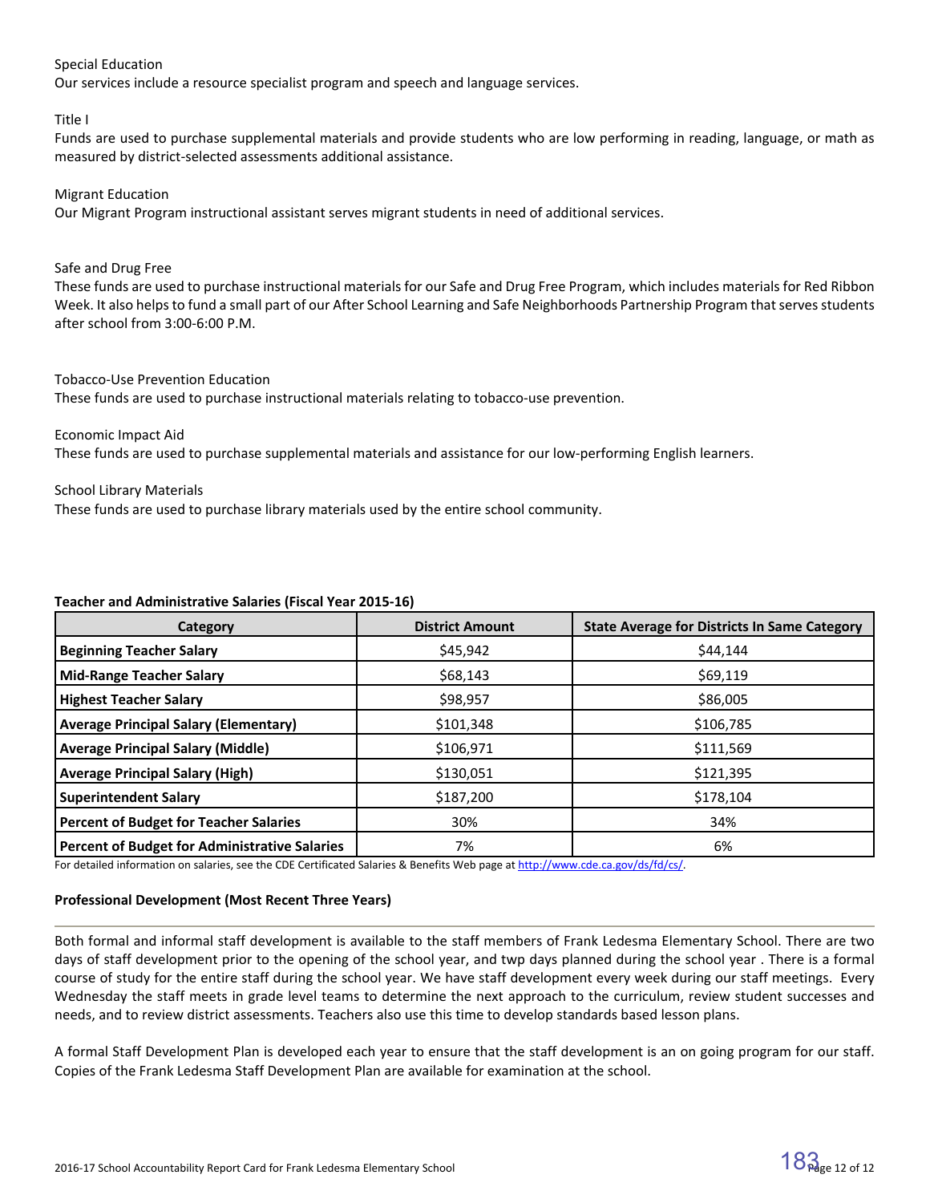Special Education
Our services include a resource specialist program and speech and language services.

Title I
Funds are used to purchase supplemental materials and provide students who are low performing in reading, language, or math as measured by district-selected assessments additional assistance.

Migrant Education
Our Migrant Program instructional assistant serves migrant students in need of additional services.

Safe and Drug Free
These funds are used to purchase instructional materials for our Safe and Drug Free Program, which includes materials for Red Ribbon Week. It also helps to fund a small part of our After School Learning and Safe Neighborhoods Partnership Program that serves students after school from 3:00-6:00 P.M.

Tobacco-Use Prevention Education
These funds are used to purchase instructional materials relating to tobacco-use prevention.

Economic Impact Aid
These funds are used to purchase supplemental materials and assistance for our low-performing English learners.

School Library Materials
These funds are used to purchase library materials used by the entire school community.

**Teacher and Administrative Salaries (Fiscal Year 2015-16)**

| Category | District Amount | State Average for Districts In Same Category |
|---|---|---|
| **Beginning Teacher Salary** | $45,942 | $44,144 |
| **Mid-Range Teacher Salary** | $68,143 | $69,119 |
| **Highest Teacher Salary** | $98,957 | $86,005 |
| **Average Principal Salary (Elementary)** | $101,348 | $106,785 |
| **Average Principal Salary (Middle)** | $106,971 | $111,569 |
| **Average Principal Salary (High)** | $130,051 | $121,395 |
| **Superintendent Salary** | $187,200 | $178,104 |
| **Percent of Budget for Teacher Salaries** | 30% | 34% |
| **Percent of Budget for Administrative Salaries** | 7% | 6% |

For detailed information on salaries, see the CDE Certificated Salaries & Benefits Web page at http://www.cde.ca.gov/ds/fd/cs/.

**Professional Development (Most Recent Three Years)**

Both formal and informal staff development is available to the staff members of Frank Ledesma Elementary School. There are two days of staff development prior to the opening of the school year, and twp days planned during the school year . There is a formal course of study for the entire staff during the school year. We have staff development every week during our staff meetings. Every Wednesday the staff meets in grade level teams to determine the next approach to the curriculum, review student successes and needs, and to review district assessments. Teachers also use this time to develop standards based lesson plans.

A formal Staff Development Plan is developed each year to ensure that the staff development is an on going program for our staff. Copies of the Frank Ledesma Staff Development Plan are available for examination at the school.